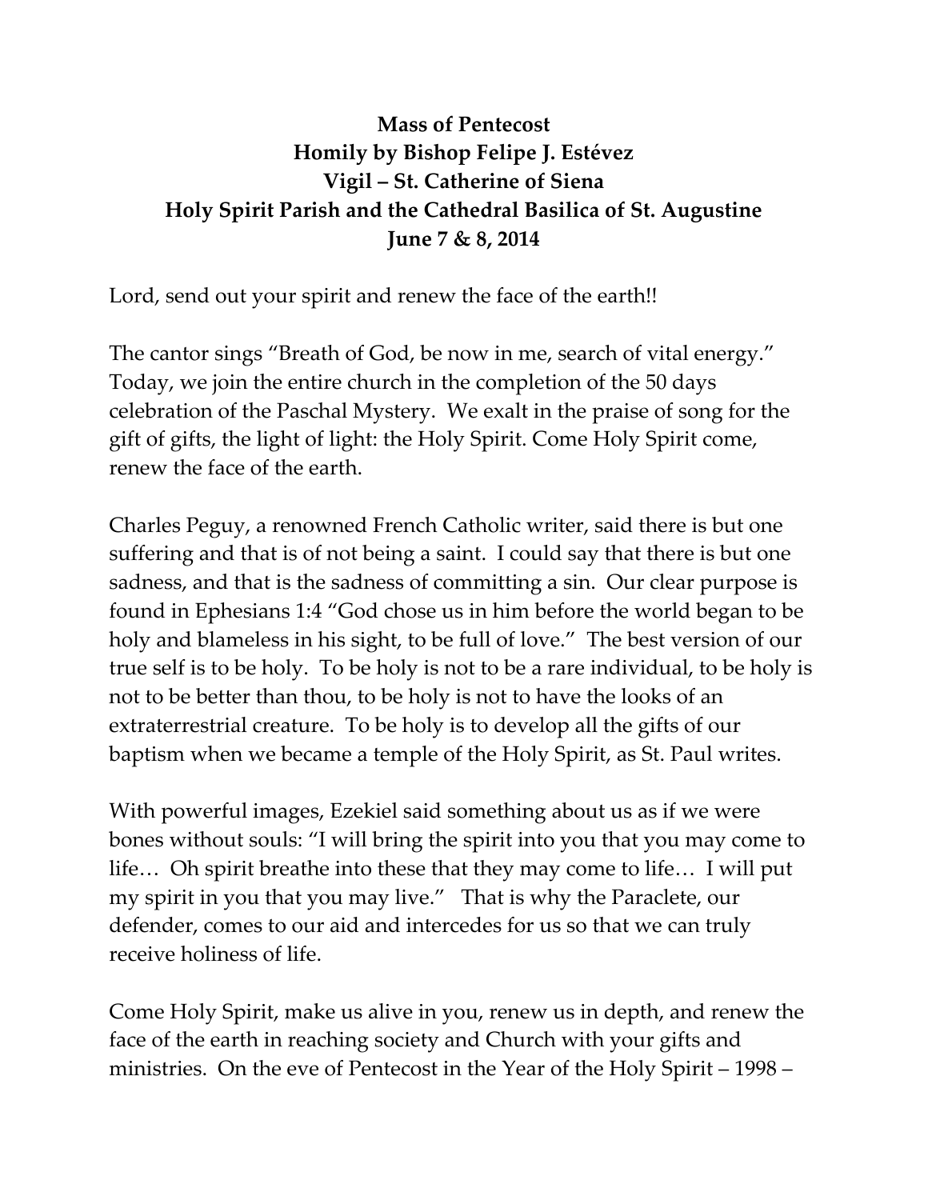**Mass of Pentecost**
**Homily by Bishop Felipe J. Estévez**
**Vigil – St. Catherine of Siena**
**Holy Spirit Parish and the Cathedral Basilica of St. Augustine**
**June 7 & 8, 2014**

Lord, send out your spirit and renew the face of the earth!!

The cantor sings "Breath of God, be now in me, search of vital energy." Today, we join the entire church in the completion of the 50 days celebration of the Paschal Mystery. We exalt in the praise of song for the gift of gifts, the light of light: the Holy Spirit. Come Holy Spirit come, renew the face of the earth.

Charles Peguy, a renowned French Catholic writer, said there is but one suffering and that is of not being a saint. I could say that there is but one sadness, and that is the sadness of committing a sin. Our clear purpose is found in Ephesians 1:4 "God chose us in him before the world began to be holy and blameless in his sight, to be full of love." The best version of our true self is to be holy. To be holy is not to be a rare individual, to be holy is not to be better than thou, to be holy is not to have the looks of an extraterrestrial creature. To be holy is to develop all the gifts of our baptism when we became a temple of the Holy Spirit, as St. Paul writes.

With powerful images, Ezekiel said something about us as if we were bones without souls: "I will bring the spirit into you that you may come to life… Oh spirit breathe into these that they may come to life… I will put my spirit in you that you may live." That is why the Paraclete, our defender, comes to our aid and intercedes for us so that we can truly receive holiness of life.

Come Holy Spirit, make us alive in you, renew us in depth, and renew the face of the earth in reaching society and Church with your gifts and ministries. On the eve of Pentecost in the Year of the Holy Spirit – 1998 –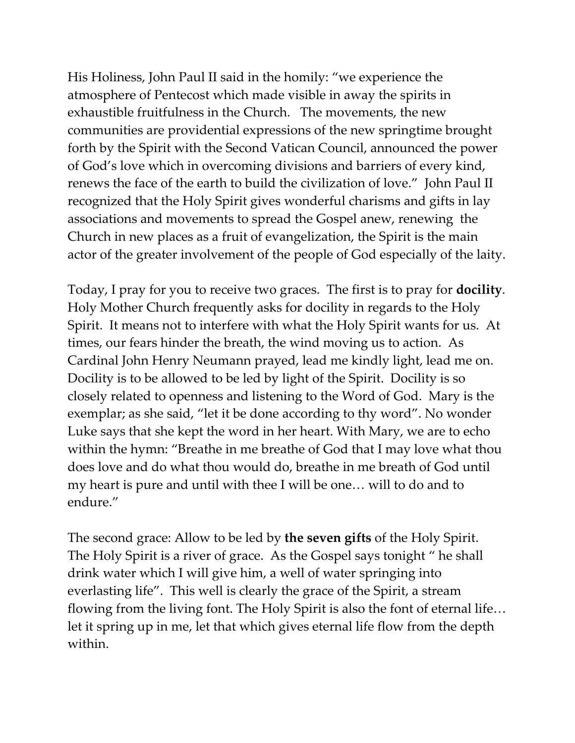His Holiness, John Paul II said in the homily: "we experience the atmosphere of Pentecost which made visible in away the spirits in exhaustible fruitfulness in the Church.  The movements, the new communities are providential expressions of the new springtime brought forth by the Spirit with the Second Vatican Council, announced the power of God's love which in overcoming divisions and barriers of every kind, renews the face of the earth to build the civilization of love."  John Paul II recognized that the Holy Spirit gives wonderful charisms and gifts in lay associations and movements to spread the Gospel anew, renewing the Church in new places as a fruit of evangelization, the Spirit is the main actor of the greater involvement of the people of God especially of the laity.

Today, I pray for you to receive two graces. The first is to pray for **docility**. Holy Mother Church frequently asks for docility in regards to the Holy Spirit. It means not to interfere with what the Holy Spirit wants for us. At times, our fears hinder the breath, the wind moving us to action. As Cardinal John Henry Neumann prayed, lead me kindly light, lead me on. Docility is to be allowed to be led by light of the Spirit. Docility is so closely related to openness and listening to the Word of God. Mary is the exemplar; as she said, "let it be done according to thy word". No wonder Luke says that she kept the word in her heart. With Mary, we are to echo within the hymn: "Breathe in me breathe of God that I may love what thou does love and do what thou would do, breathe in me breath of God until my heart is pure and until with thee I will be one… will to do and to endure."

The second grace: Allow to be led by **the seven gifts** of the Holy Spirit. The Holy Spirit is a river of grace. As the Gospel says tonight " he shall drink water which I will give him, a well of water springing into everlasting life". This well is clearly the grace of the Spirit, a stream flowing from the living font. The Holy Spirit is also the font of eternal life… let it spring up in me, let that which gives eternal life flow from the depth within.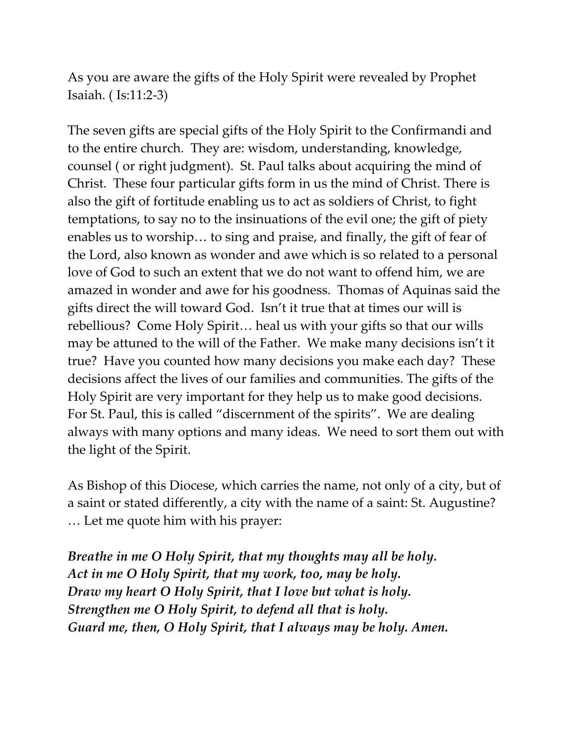As you are aware the gifts of the Holy Spirit were revealed by Prophet Isaiah. ( Is:11:2-3)

The seven gifts are special gifts of the Holy Spirit to the Confirmandi and to the entire church. They are: wisdom, understanding, knowledge, counsel ( or right judgment). St. Paul talks about acquiring the mind of Christ. These four particular gifts form in us the mind of Christ. There is also the gift of fortitude enabling us to act as soldiers of Christ, to fight temptations, to say no to the insinuations of the evil one; the gift of piety enables us to worship… to sing and praise, and finally, the gift of fear of the Lord, also known as wonder and awe which is so related to a personal love of God to such an extent that we do not want to offend him, we are amazed in wonder and awe for his goodness. Thomas of Aquinas said the gifts direct the will toward God. Isn't it true that at times our will is rebellious? Come Holy Spirit… heal us with your gifts so that our wills may be attuned to the will of the Father. We make many decisions isn't it true? Have you counted how many decisions you make each day? These decisions affect the lives of our families and communities. The gifts of the Holy Spirit are very important for they help us to make good decisions. For St. Paul, this is called "discernment of the spirits". We are dealing always with many options and many ideas. We need to sort them out with the light of the Spirit.

As Bishop of this Diocese, which carries the name, not only of a city, but of a saint or stated differently, a city with the name of a saint: St. Augustine? … Let me quote him with his prayer:

***Breathe in me O Holy Spirit, that my thoughts may all be holy.***
***Act in me O Holy Spirit, that my work, too, may be holy.***
***Draw my heart O Holy Spirit, that I love but what is holy.***
***Strengthen me O Holy Spirit, to defend all that is holy.***
***Guard me, then, O Holy Spirit, that I always may be holy. Amen.***